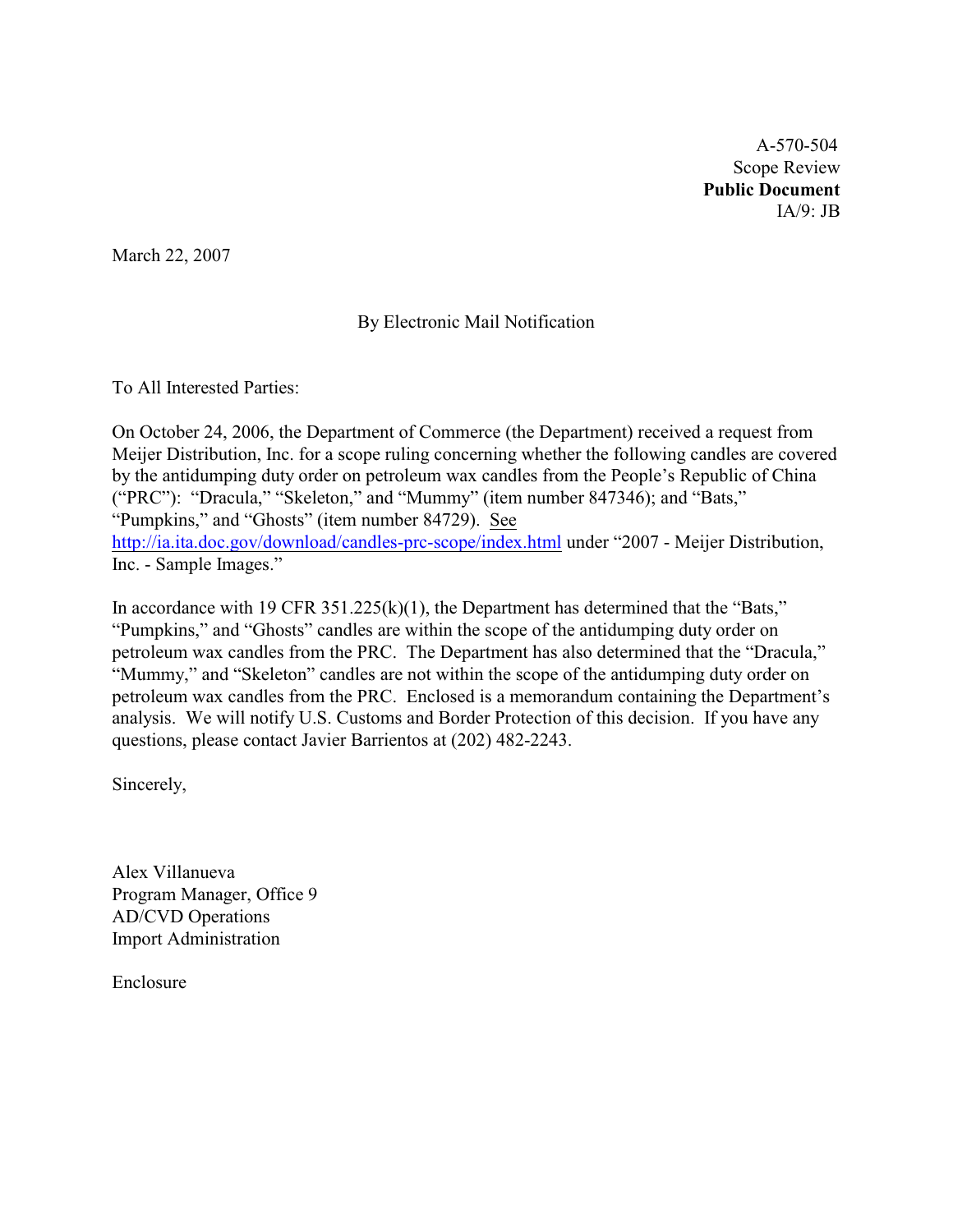A-570-504
Scope Review
**Public Document**
IA/9: JB

March 22, 2007

By Electronic Mail Notification

To All Interested Parties:

On October 24, 2006, the Department of Commerce (the Department) received a request from Meijer Distribution, Inc. for a scope ruling concerning whether the following candles are covered by the antidumping duty order on petroleum wax candles from the People's Republic of China ("PRC"): "Dracula," "Skeleton," and "Mummy" (item number 847346); and "Bats," "Pumpkins," and "Ghosts" (item number 84729). See http://ia.ita.doc.gov/download/candles-prc-scope/index.html under "2007 - Meijer Distribution, Inc. - Sample Images."

In accordance with 19 CFR 351.225(k)(1), the Department has determined that the "Bats," "Pumpkins," and "Ghosts" candles are within the scope of the antidumping duty order on petroleum wax candles from the PRC. The Department has also determined that the "Dracula," "Mummy," and "Skeleton" candles are not within the scope of the antidumping duty order on petroleum wax candles from the PRC. Enclosed is a memorandum containing the Department's analysis. We will notify U.S. Customs and Border Protection of this decision. If you have any questions, please contact Javier Barrientos at (202) 482-2243.

Sincerely,

Alex Villanueva
Program Manager, Office 9
AD/CVD Operations
Import Administration

Enclosure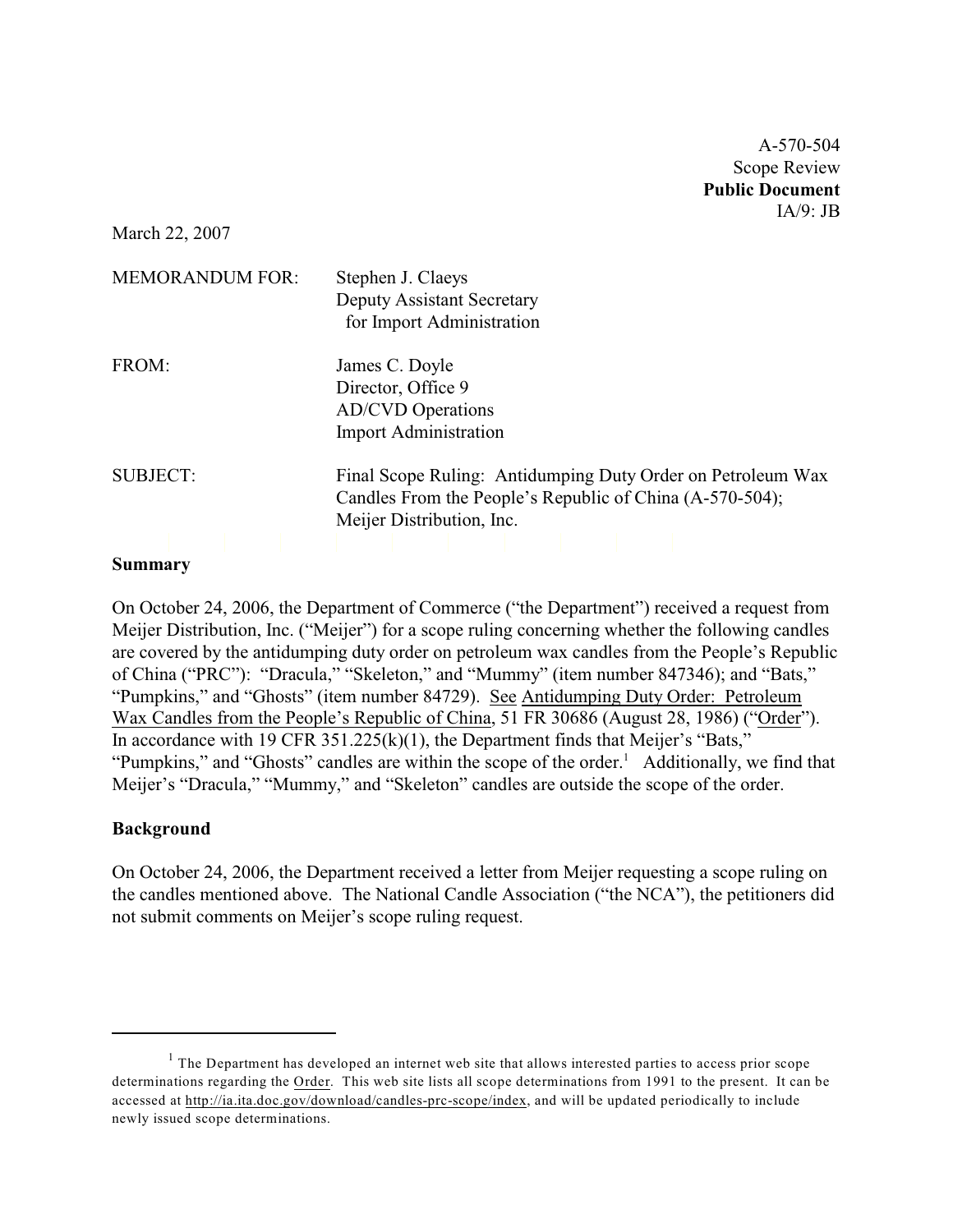A-570-504  
Scope Review  
**Public Document**  
IA/9: JB

March 22, 2007

MEMORANDUM FOR: Stephen J. Claeys  
Deputy Assistant Secretary  
for Import Administration

FROM: James C. Doyle  
Director, Office 9  
AD/CVD Operations  
Import Administration

SUBJECT: Final Scope Ruling: Antidumping Duty Order on Petroleum Wax Candles From the People's Republic of China (A-570-504); Meijer Distribution, Inc.

**Summary**

On October 24, 2006, the Department of Commerce ("the Department") received a request from Meijer Distribution, Inc. ("Meijer") for a scope ruling concerning whether the following candles are covered by the antidumping duty order on petroleum wax candles from the People's Republic of China ("PRC"): "Dracula," "Skeleton," and "Mummy" (item number 847346); and "Bats," "Pumpkins," and "Ghosts" (item number 84729). See Antidumping Duty Order: Petroleum Wax Candles from the People's Republic of China, 51 FR 30686 (August 28, 1986) ("Order"). In accordance with 19 CFR 351.225(k)(1), the Department finds that Meijer's "Bats," "Pumpkins," and "Ghosts" candles are within the scope of the order.[1] Additionally, we find that Meijer's "Dracula," "Mummy," and "Skeleton" candles are outside the scope of the order.

**Background**

On October 24, 2006, the Department received a letter from Meijer requesting a scope ruling on the candles mentioned above. The National Candle Association ("the NCA"), the petitioners did not submit comments on Meijer's scope ruling request.

---

[1] The Department has developed an internet web site that allows interested parties to access prior scope determinations regarding the Order. This web site lists all scope determinations from 1991 to the present. It can be accessed at http://ia.ita.doc.gov/download/candles-prc-scope/index, and will be updated periodically to include newly issued scope determinations.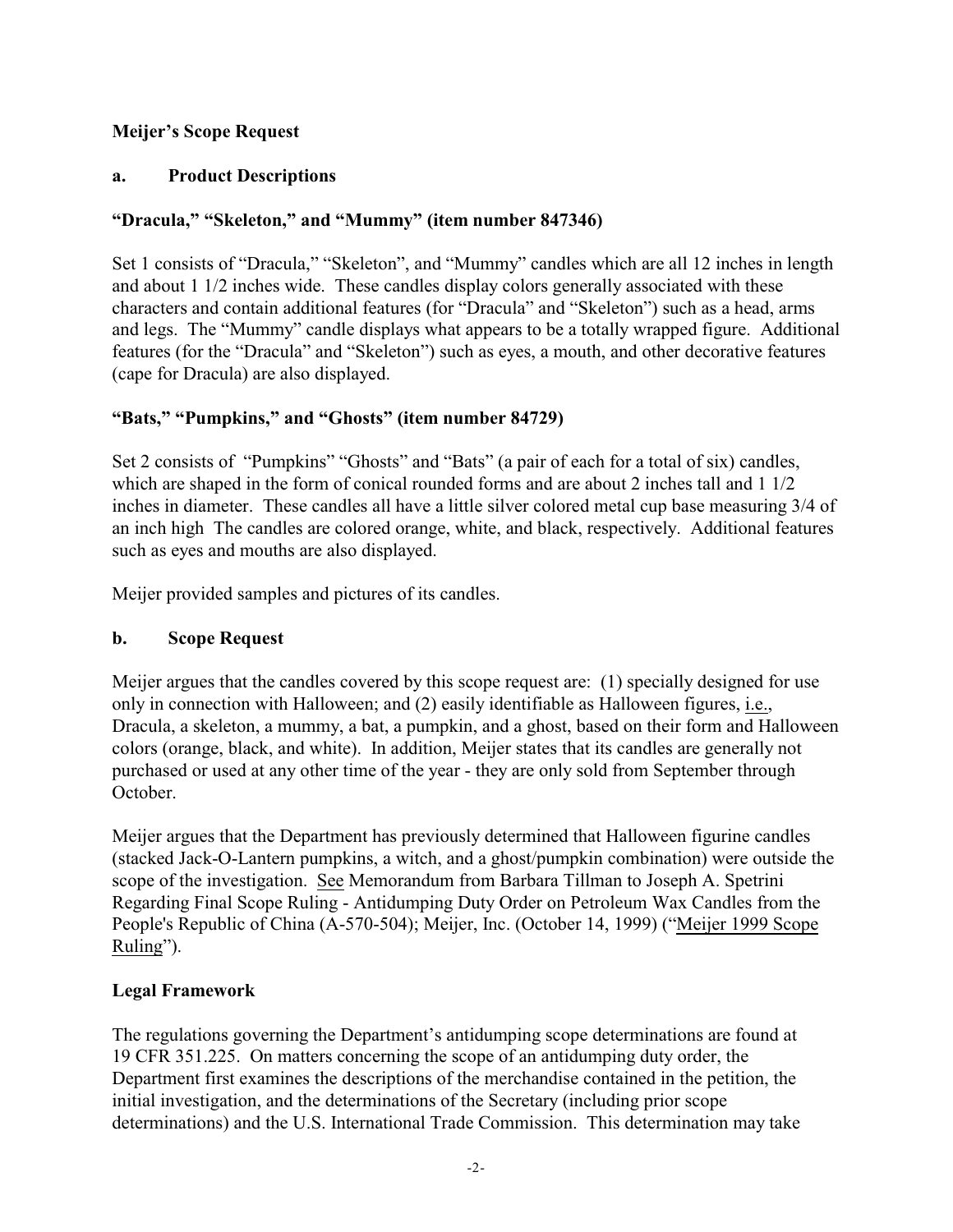**Meijer's Scope Request**

**a. Product Descriptions**

**"Dracula," "Skeleton," and "Mummy" (item number 847346)**

Set 1 consists of "Dracula," "Skeleton", and "Mummy" candles which are all 12 inches in length and about 1 1/2 inches wide. These candles display colors generally associated with these characters and contain additional features (for "Dracula" and "Skeleton") such as a head, arms and legs. The "Mummy" candle displays what appears to be a totally wrapped figure. Additional features (for the "Dracula" and "Skeleton") such as eyes, a mouth, and other decorative features (cape for Dracula) are also displayed.

**"Bats," "Pumpkins," and "Ghosts" (item number 84729)**

Set 2 consists of "Pumpkins" "Ghosts" and "Bats" (a pair of each for a total of six) candles, which are shaped in the form of conical rounded forms and are about 2 inches tall and 1 1/2 inches in diameter. These candles all have a little silver colored metal cup base measuring 3/4 of an inch high The candles are colored orange, white, and black, respectively. Additional features such as eyes and mouths are also displayed.

Meijer provided samples and pictures of its candles.

**b. Scope Request**

Meijer argues that the candles covered by this scope request are: (1) specially designed for use only in connection with Halloween; and (2) easily identifiable as Halloween figures, i.e., Dracula, a skeleton, a mummy, a bat, a pumpkin, and a ghost, based on their form and Halloween colors (orange, black, and white). In addition, Meijer states that its candles are generally not purchased or used at any other time of the year - they are only sold from September through October.

Meijer argues that the Department has previously determined that Halloween figurine candles (stacked Jack-O-Lantern pumpkins, a witch, and a ghost/pumpkin combination) were outside the scope of the investigation. See Memorandum from Barbara Tillman to Joseph A. Spetrini Regarding Final Scope Ruling - Antidumping Duty Order on Petroleum Wax Candles from the People's Republic of China (A-570-504); Meijer, Inc. (October 14, 1999) ("Meijer 1999 Scope Ruling").

**Legal Framework**

The regulations governing the Department's antidumping scope determinations are found at 19 CFR 351.225. On matters concerning the scope of an antidumping duty order, the Department first examines the descriptions of the merchandise contained in the petition, the initial investigation, and the determinations of the Secretary (including prior scope determinations) and the U.S. International Trade Commission. This determination may take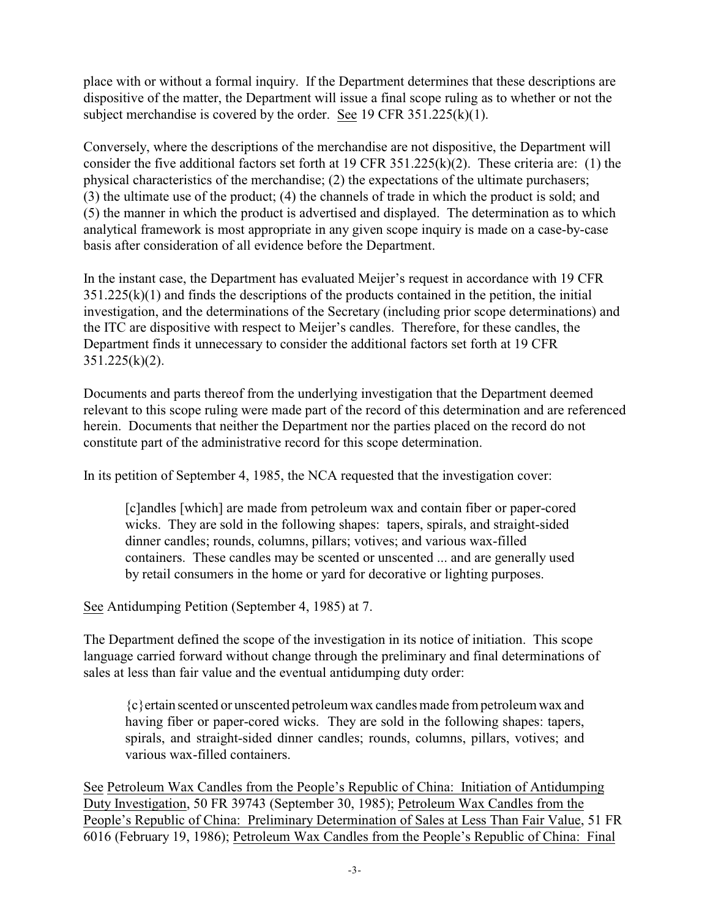place with or without a formal inquiry. If the Department determines that these descriptions are dispositive of the matter, the Department will issue a final scope ruling as to whether or not the subject merchandise is covered by the order. See 19 CFR 351.225(k)(1).

Conversely, where the descriptions of the merchandise are not dispositive, the Department will consider the five additional factors set forth at 19 CFR 351.225(k)(2). These criteria are: (1) the physical characteristics of the merchandise; (2) the expectations of the ultimate purchasers; (3) the ultimate use of the product; (4) the channels of trade in which the product is sold; and (5) the manner in which the product is advertised and displayed. The determination as to which analytical framework is most appropriate in any given scope inquiry is made on a case-by-case basis after consideration of all evidence before the Department.

In the instant case, the Department has evaluated Meijer's request in accordance with 19 CFR 351.225(k)(1) and finds the descriptions of the products contained in the petition, the initial investigation, and the determinations of the Secretary (including prior scope determinations) and the ITC are dispositive with respect to Meijer's candles. Therefore, for these candles, the Department finds it unnecessary to consider the additional factors set forth at 19 CFR 351.225(k)(2).

Documents and parts thereof from the underlying investigation that the Department deemed relevant to this scope ruling were made part of the record of this determination and are referenced herein. Documents that neither the Department nor the parties placed on the record do not constitute part of the administrative record for this scope determination.

In its petition of September 4, 1985, the NCA requested that the investigation cover:

> [c]andles [which] are made from petroleum wax and contain fiber or paper-cored wicks. They are sold in the following shapes: tapers, spirals, and straight-sided dinner candles; rounds, columns, pillars; votives; and various wax-filled containers. These candles may be scented or unscented ... and are generally used by retail consumers in the home or yard for decorative or lighting purposes.

See Antidumping Petition (September 4, 1985) at 7.

The Department defined the scope of the investigation in its notice of initiation. This scope language carried forward without change through the preliminary and final determinations of sales at less than fair value and the eventual antidumping duty order:

> {c}ertain scented or unscented petroleum wax candles made from petroleum wax and having fiber or paper-cored wicks. They are sold in the following shapes: tapers, spirals, and straight-sided dinner candles; rounds, columns, pillars, votives; and various wax-filled containers.

See Petroleum Wax Candles from the People's Republic of China: Initiation of Antidumping Duty Investigation, 50 FR 39743 (September 30, 1985); Petroleum Wax Candles from the People's Republic of China: Preliminary Determination of Sales at Less Than Fair Value, 51 FR 6016 (February 19, 1986); Petroleum Wax Candles from the People's Republic of China: Final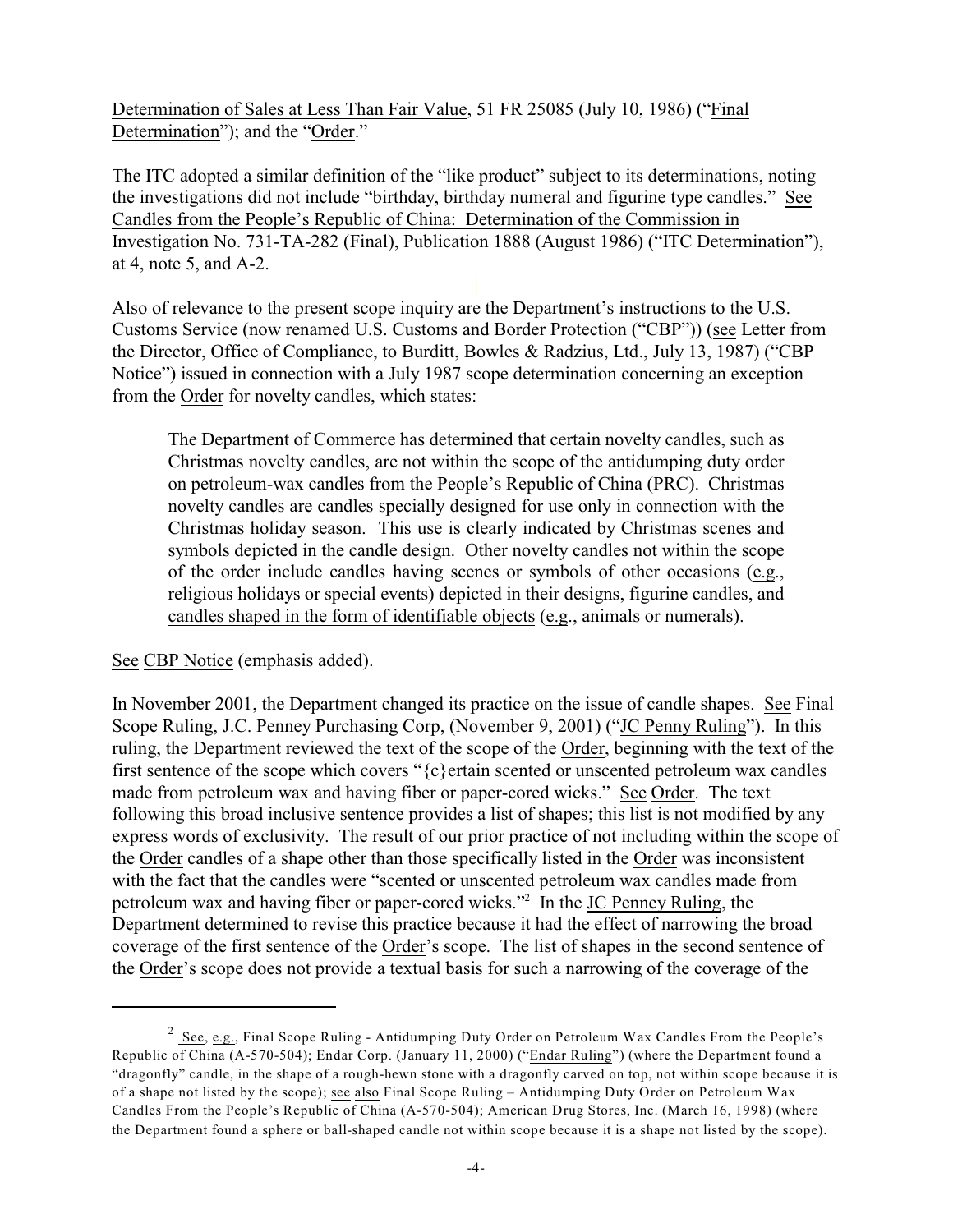Determination of Sales at Less Than Fair Value, 51 FR 25085 (July 10, 1986) ("Final Determination"); and the "Order."

The ITC adopted a similar definition of the "like product" subject to its determinations, noting the investigations did not include "birthday, birthday numeral and figurine type candles." See Candles from the People's Republic of China: Determination of the Commission in Investigation No. 731-TA-282 (Final), Publication 1888 (August 1986) ("ITC Determination"), at 4, note 5, and A-2.

Also of relevance to the present scope inquiry are the Department's instructions to the U.S. Customs Service (now renamed U.S. Customs and Border Protection ("CBP")) (see Letter from the Director, Office of Compliance, to Burditt, Bowles & Radzius, Ltd., July 13, 1987) ("CBP Notice") issued in connection with a July 1987 scope determination concerning an exception from the Order for novelty candles, which states:

> The Department of Commerce has determined that certain novelty candles, such as Christmas novelty candles, are not within the scope of the antidumping duty order on petroleum-wax candles from the People's Republic of China (PRC). Christmas novelty candles are candles specially designed for use only in connection with the Christmas holiday season. This use is clearly indicated by Christmas scenes and symbols depicted in the candle design. Other novelty candles not within the scope of the order include candles having scenes or symbols of other occasions (e.g., religious holidays or special events) depicted in their designs, figurine candles, and candles shaped in the form of identifiable objects (e.g., animals or numerals).

See CBP Notice (emphasis added).

In November 2001, the Department changed its practice on the issue of candle shapes. See Final Scope Ruling, J.C. Penney Purchasing Corp, (November 9, 2001) ("JC Penny Ruling"). In this ruling, the Department reviewed the text of the scope of the Order, beginning with the text of the first sentence of the scope which covers "{c}ertain scented or unscented petroleum wax candles made from petroleum wax and having fiber or paper-cored wicks." See Order. The text following this broad inclusive sentence provides a list of shapes; this list is not modified by any express words of exclusivity. The result of our prior practice of not including within the scope of the Order candles of a shape other than those specifically listed in the Order was inconsistent with the fact that the candles were "scented or unscented petroleum wax candles made from petroleum wax and having fiber or paper-cored wicks."[2] In the JC Penney Ruling, the Department determined to revise this practice because it had the effect of narrowing the broad coverage of the first sentence of the Order's scope. The list of shapes in the second sentence of the Order's scope does not provide a textual basis for such a narrowing of the coverage of the

[2] See, e.g., Final Scope Ruling - Antidumping Duty Order on Petroleum Wax Candles From the People's Republic of China (A-570-504); Endar Corp. (January 11, 2000) ("Endar Ruling") (where the Department found a "dragonfly" candle, in the shape of a rough-hewn stone with a dragonfly carved on top, not within scope because it is of a shape not listed by the scope); see also Final Scope Ruling – Antidumping Duty Order on Petroleum Wax Candles From the People's Republic of China (A-570-504); American Drug Stores, Inc. (March 16, 1998) (where the Department found a sphere or ball-shaped candle not within scope because it is a shape not listed by the scope).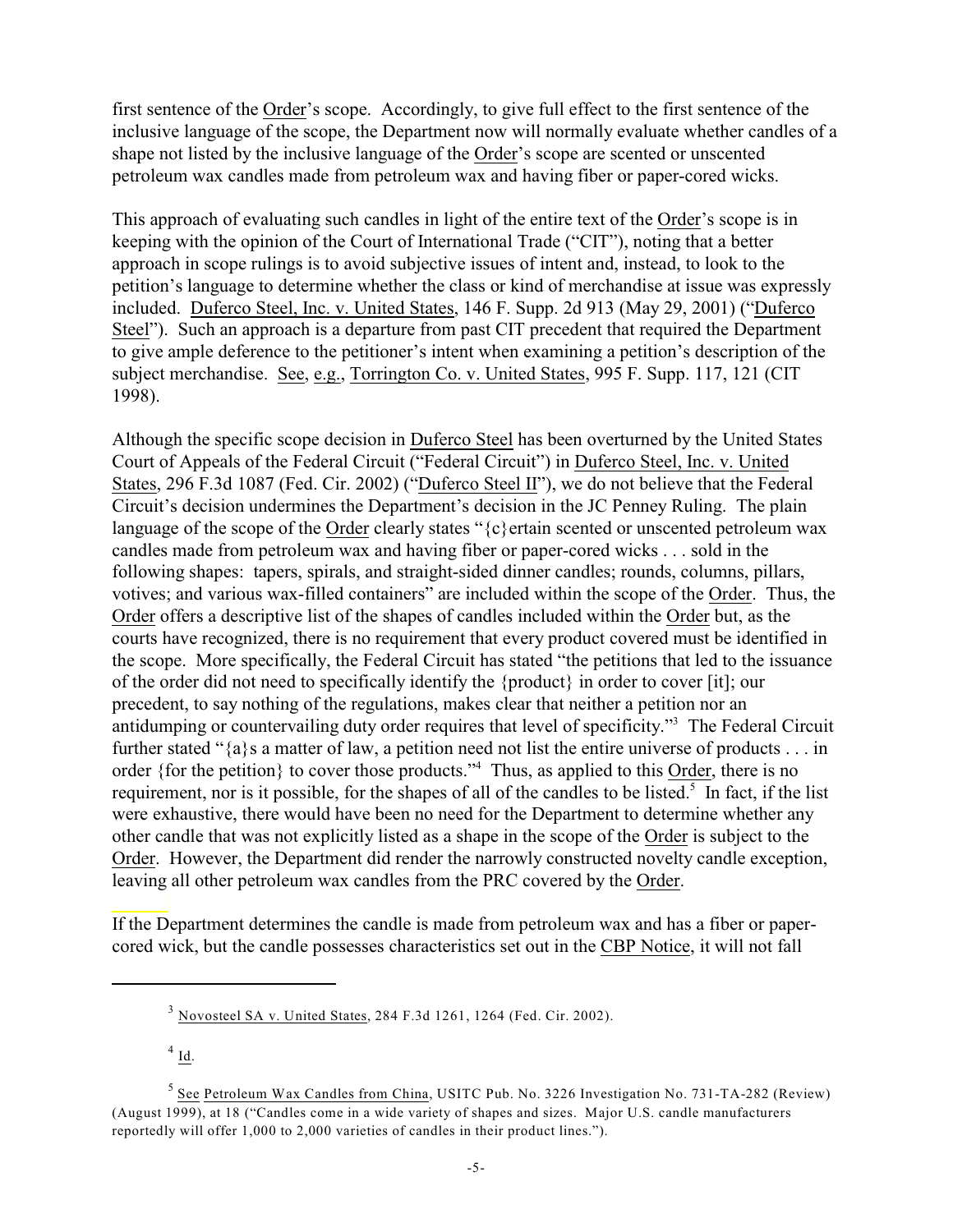first sentence of the Order's scope. Accordingly, to give full effect to the first sentence of the inclusive language of the scope, the Department now will normally evaluate whether candles of a shape not listed by the inclusive language of the Order's scope are scented or unscented petroleum wax candles made from petroleum wax and having fiber or paper-cored wicks.

This approach of evaluating such candles in light of the entire text of the Order's scope is in keeping with the opinion of the Court of International Trade ("CIT"), noting that a better approach in scope rulings is to avoid subjective issues of intent and, instead, to look to the petition's language to determine whether the class or kind of merchandise at issue was expressly included. Duferco Steel, Inc. v. United States, 146 F. Supp. 2d 913 (May 29, 2001) ("Duferco Steel"). Such an approach is a departure from past CIT precedent that required the Department to give ample deference to the petitioner's intent when examining a petition's description of the subject merchandise. See, e.g., Torrington Co. v. United States, 995 F. Supp. 117, 121 (CIT 1998).

Although the specific scope decision in Duferco Steel has been overturned by the United States Court of Appeals of the Federal Circuit ("Federal Circuit") in Duferco Steel, Inc. v. United States, 296 F.3d 1087 (Fed. Cir. 2002) ("Duferco Steel II"), we do not believe that the Federal Circuit's decision undermines the Department's decision in the JC Penney Ruling. The plain language of the scope of the Order clearly states "{c}ertain scented or unscented petroleum wax candles made from petroleum wax and having fiber or paper-cored wicks . . . sold in the following shapes: tapers, spirals, and straight-sided dinner candles; rounds, columns, pillars, votives; and various wax-filled containers" are included within the scope of the Order. Thus, the Order offers a descriptive list of the shapes of candles included within the Order but, as the courts have recognized, there is no requirement that every product covered must be identified in the scope. More specifically, the Federal Circuit has stated "the petitions that led to the issuance of the order did not need to specifically identify the {product} in order to cover [it]; our precedent, to say nothing of the regulations, makes clear that neither a petition nor an antidumping or countervailing duty order requires that level of specificity."[3] The Federal Circuit further stated "{a}s a matter of law, a petition need not list the entire universe of products . . . in order {for the petition} to cover those products."[4] Thus, as applied to this Order, there is no requirement, nor is it possible, for the shapes of all of the candles to be listed.[5] In fact, if the list were exhaustive, there would have been no need for the Department to determine whether any other candle that was not explicitly listed as a shape in the scope of the Order is subject to the Order. However, the Department did render the narrowly constructed novelty candle exception, leaving all other petroleum wax candles from the PRC covered by the Order.

If the Department determines the candle is made from petroleum wax and has a fiber or paper-cored wick, but the candle possesses characteristics set out in the CBP Notice, it will not fall

---

[3] Novosteel SA v. United States, 284 F.3d 1261, 1264 (Fed. Cir. 2002).

[4] Id.

[5] See Petroleum Wax Candles from China, USITC Pub. No. 3226 Investigation No. 731-TA-282 (Review) (August 1999), at 18 ("Candles come in a wide variety of shapes and sizes. Major U.S. candle manufacturers reportedly will offer 1,000 to 2,000 varieties of candles in their product lines.").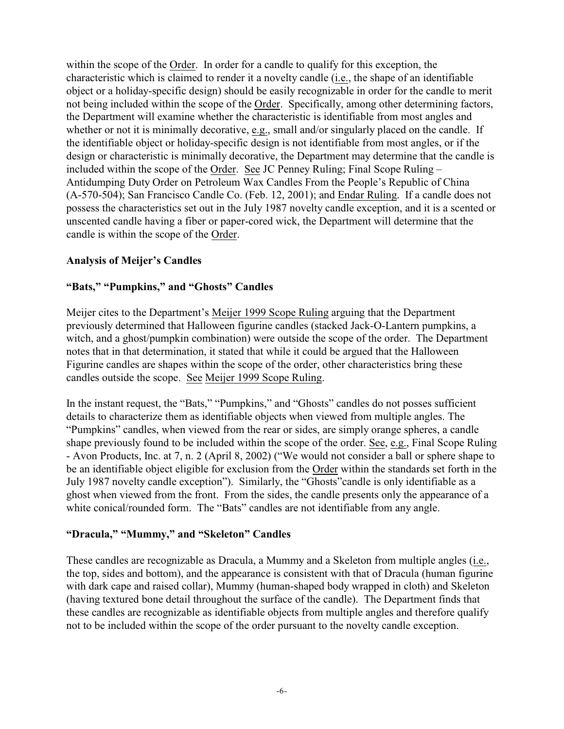within the scope of the Order. In order for a candle to qualify for this exception, the characteristic which is claimed to render it a novelty candle (i.e., the shape of an identifiable object or a holiday-specific design) should be easily recognizable in order for the candle to merit not being included within the scope of the Order. Specifically, among other determining factors, the Department will examine whether the characteristic is identifiable from most angles and whether or not it is minimally decorative, e.g., small and/or singularly placed on the candle. If the identifiable object or holiday-specific design is not identifiable from most angles, or if the design or characteristic is minimally decorative, the Department may determine that the candle is included within the scope of the Order. See JC Penney Ruling; Final Scope Ruling – Antidumping Duty Order on Petroleum Wax Candles From the People's Republic of China (A-570-504); San Francisco Candle Co. (Feb. 12, 2001); and Endar Ruling. If a candle does not possess the characteristics set out in the July 1987 novelty candle exception, and it is a scented or unscented candle having a fiber or paper-cored wick, the Department will determine that the candle is within the scope of the Order.

**Analysis of Meijer's Candles**

**"Bats," "Pumpkins," and "Ghosts" Candles**

Meijer cites to the Department's Meijer 1999 Scope Ruling arguing that the Department previously determined that Halloween figurine candles (stacked Jack-O-Lantern pumpkins, a witch, and a ghost/pumpkin combination) were outside the scope of the order. The Department notes that in that determination, it stated that while it could be argued that the Halloween Figurine candles are shapes within the scope of the order, other characteristics bring these candles outside the scope. See Meijer 1999 Scope Ruling.

In the instant request, the "Bats," "Pumpkins," and "Ghosts" candles do not posses sufficient details to characterize them as identifiable objects when viewed from multiple angles. The "Pumpkins" candles, when viewed from the rear or sides, are simply orange spheres, a candle shape previously found to be included within the scope of the order. See, e.g., Final Scope Ruling - Avon Products, Inc. at 7, n. 2 (April 8, 2002) ("We would not consider a ball or sphere shape to be an identifiable object eligible for exclusion from the Order within the standards set forth in the July 1987 novelty candle exception"). Similarly, the "Ghosts"candle is only identifiable as a ghost when viewed from the front. From the sides, the candle presents only the appearance of a white conical/rounded form. The "Bats" candles are not identifiable from any angle.

**"Dracula," "Mummy," and "Skeleton" Candles**

These candles are recognizable as Dracula, a Mummy and a Skeleton from multiple angles (i.e., the top, sides and bottom), and the appearance is consistent with that of Dracula (human figurine with dark cape and raised collar), Mummy (human-shaped body wrapped in cloth) and Skeleton (having textured bone detail throughout the surface of the candle). The Department finds that these candles are recognizable as identifiable objects from multiple angles and therefore qualify not to be included within the scope of the order pursuant to the novelty candle exception.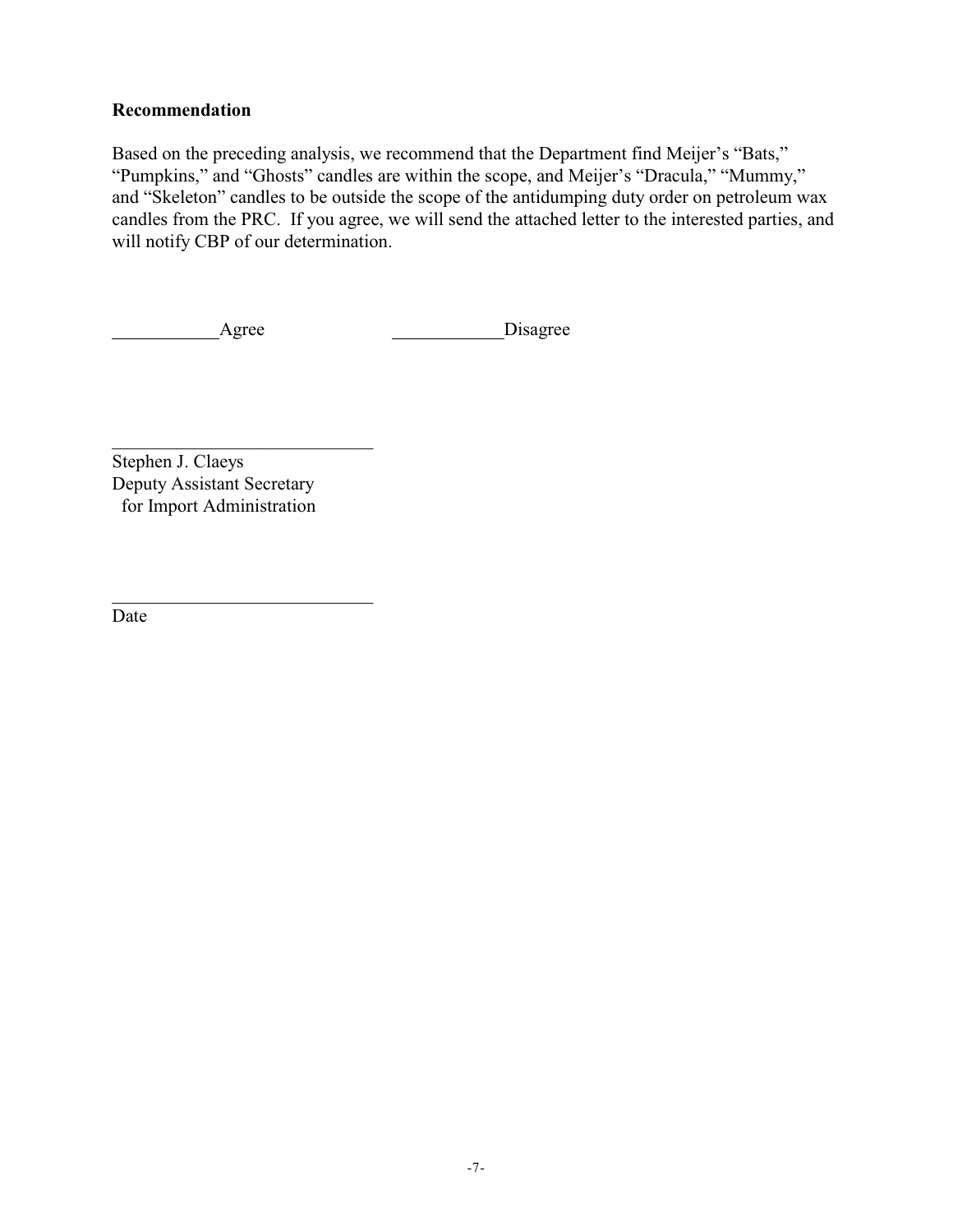**Recommendation**

Based on the preceding analysis, we recommend that the Department find Meijer's "Bats," "Pumpkins," and "Ghosts" candles are within the scope, and Meijer's "Dracula," "Mummy," and "Skeleton" candles to be outside the scope of the antidumping duty order on petroleum wax candles from the PRC. If you agree, we will send the attached letter to the interested parties, and will notify CBP of our determination.

\_\_\_\_\_\_\_\_\_\_\_\_ Agree \_\_\_\_\_\_\_\_\_\_\_\_ Disagree

\_\_\_\_\_\_\_\_\_\_\_\_\_\_\_\_\_\_\_\_\_\_\_\_\_\_\_\_\_\_

Stephen J. Claeys
Deputy Assistant Secretary
for Import Administration

\_\_\_\_\_\_\_\_\_\_\_\_\_\_\_\_\_\_\_\_\_\_\_\_\_\_\_\_\_\_

Date